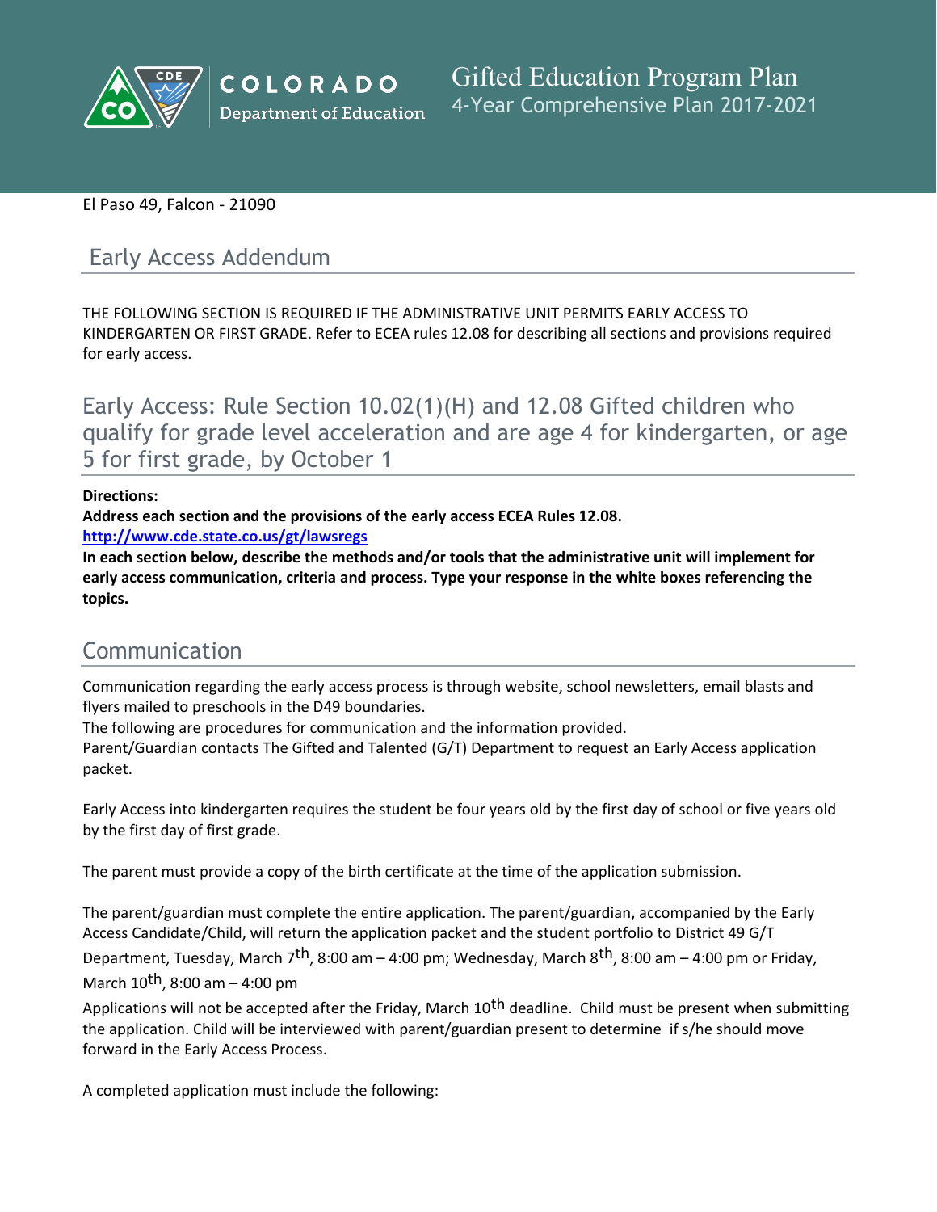COLORADO Department of Education

# Gifted Education Program Plan
4-Year Comprehensive Plan 2017-2021

El Paso 49, Falcon - 21090

## Early Access Addendum

THE FOLLOWING SECTION IS REQUIRED IF THE ADMINISTRATIVE UNIT PERMITS EARLY ACCESS TO KINDERGARTEN OR FIRST GRADE. Refer to ECEA rules 12.08 for describing all sections and provisions required for early access.

## Early Access: Rule Section 10.02(1)(H) and 12.08 Gifted children who qualify for grade level acceleration and are age 4 for kindergarten, or age 5 for first grade, by October 1

**Directions:**
**Address each section and the provisions of the early access ECEA Rules 12.08.**
**http://www.cde.state.co.us/gt/lawsregs**
**In each section below, describe the methods and/or tools that the administrative unit will implement for early access communication, criteria and process. Type your response in the white boxes referencing the topics.**

## Communication

Communication regarding the early access process is through website, school newsletters, email blasts and flyers mailed to preschools in the D49 boundaries.
The following are procedures for communication and the information provided.
Parent/Guardian contacts The Gifted and Talented (G/T) Department to request an Early Access application packet.

Early Access into kindergarten requires the student be four years old by the first day of school or five years old by the first day of first grade.

The parent must provide a copy of the birth certificate at the time of the application submission.

The parent/guardian must complete the entire application. The parent/guardian, accompanied by the Early Access Candidate/Child, will return the application packet and the student portfolio to District 49 G/T Department, Tuesday, March 7th, 8:00 am – 4:00 pm; Wednesday, March 8th, 8:00 am – 4:00 pm or Friday, March 10th, 8:00 am – 4:00 pm

Applications will not be accepted after the Friday, March 10th deadline. Child must be present when submitting the application. Child will be interviewed with parent/guardian present to determine if s/he should move forward in the Early Access Process.

A completed application must include the following: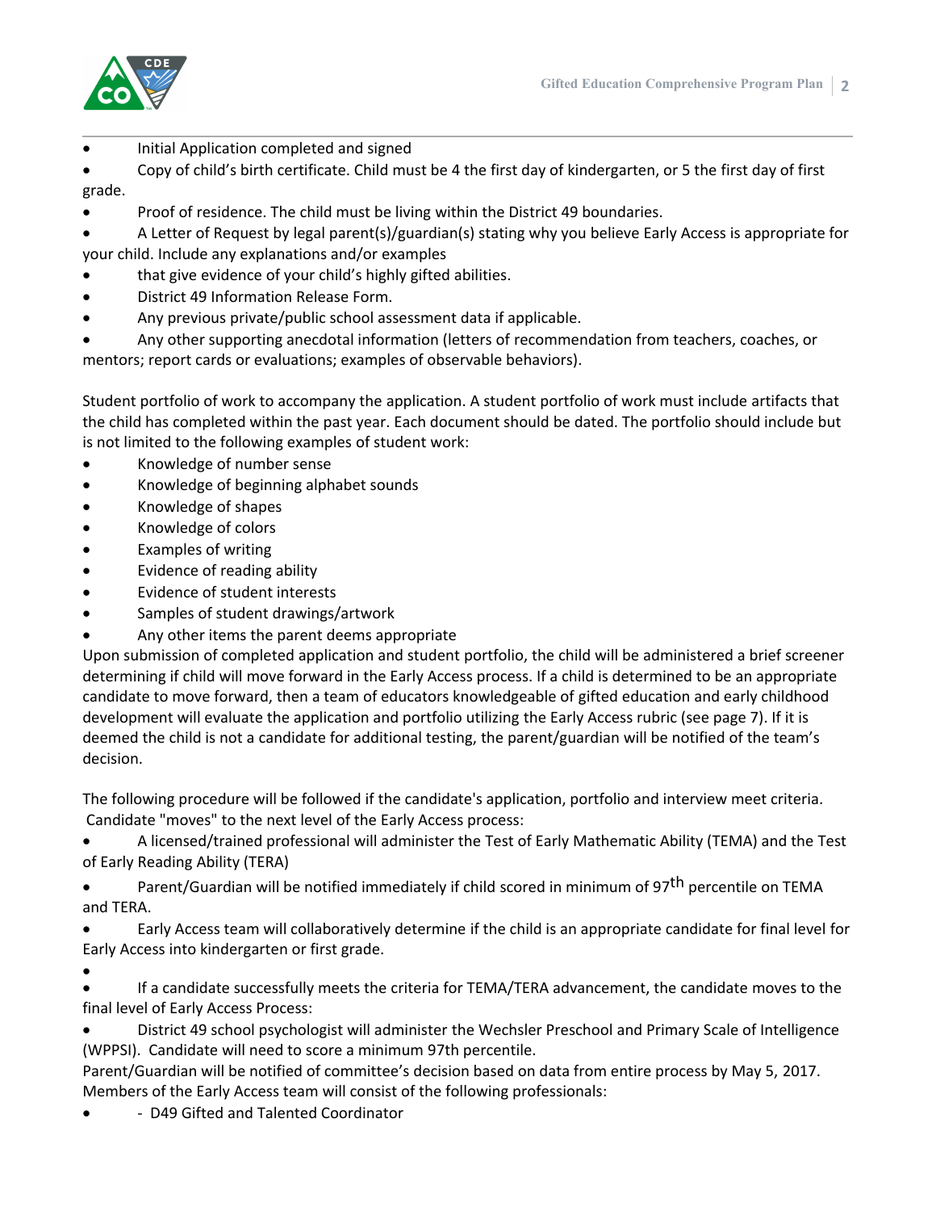- Initial Application completed and signed
- Copy of child's birth certificate. Child must be 4 the first day of kindergarten, or 5 the first day of first grade.
- Proof of residence. The child must be living within the District 49 boundaries.
- A Letter of Request by legal parent(s)/guardian(s) stating why you believe Early Access is appropriate for your child. Include any explanations and/or examples
- that give evidence of your child's highly gifted abilities.
- District 49 Information Release Form.
- Any previous private/public school assessment data if applicable.
- Any other supporting anecdotal information (letters of recommendation from teachers, coaches, or mentors; report cards or evaluations; examples of observable behaviors).

Student portfolio of work to accompany the application. A student portfolio of work must include artifacts that the child has completed within the past year. Each document should be dated. The portfolio should include but is not limited to the following examples of student work:

- Knowledge of number sense
- Knowledge of beginning alphabet sounds
- Knowledge of shapes
- Knowledge of colors
- Examples of writing
- Evidence of reading ability
- Evidence of student interests
- Samples of student drawings/artwork
- Any other items the parent deems appropriate

Upon submission of completed application and student portfolio, the child will be administered a brief screener determining if child will move forward in the Early Access process. If a child is determined to be an appropriate candidate to move forward, then a team of educators knowledgeable of gifted education and early childhood development will evaluate the application and portfolio utilizing the Early Access rubric (see page 7). If it is deemed the child is not a candidate for additional testing, the parent/guardian will be notified of the team's decision.

The following procedure will be followed if the candidate's application, portfolio and interview meet criteria. Candidate "moves" to the next level of the Early Access process:

- A licensed/trained professional will administer the Test of Early Mathematic Ability (TEMA) and the Test of Early Reading Ability (TERA)
- Parent/Guardian will be notified immediately if child scored in minimum of 97th percentile on TEMA and TERA.
- Early Access team will collaboratively determine if the child is an appropriate candidate for final level for Early Access into kindergarten or first grade.
- 
- If a candidate successfully meets the criteria for TEMA/TERA advancement, the candidate moves to the final level of Early Access Process:
- District 49 school psychologist will administer the Wechsler Preschool and Primary Scale of Intelligence (WPPSI). Candidate will need to score a minimum 97th percentile.

Parent/Guardian will be notified of committee's decision based on data from entire process by May 5, 2017. Members of the Early Access team will consist of the following professionals:

- \- D49 Gifted and Talented Coordinator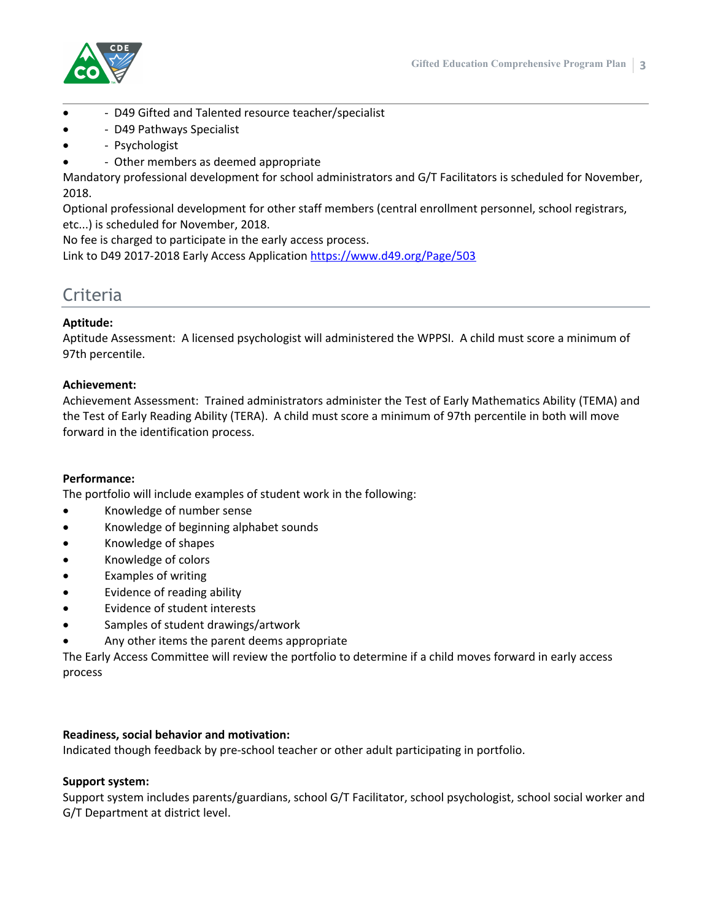- - D49 Gifted and Talented resource teacher/specialist
- - D49 Pathways Specialist
- - Psychologist
- - Other members as deemed appropriate

Mandatory professional development for school administrators and G/T Facilitators is scheduled for November, 2018.

Optional professional development for other staff members (central enrollment personnel, school registrars, etc...) is scheduled for November, 2018.

No fee is charged to participate in the early access process.

Link to D49 2017-2018 Early Access Application https://www.d49.org/Page/503

## Criteria

**Aptitude:**

Aptitude Assessment: A licensed psychologist will administered the WPPSI. A child must score a minimum of 97th percentile.

**Achievement:**

Achievement Assessment: Trained administrators administer the Test of Early Mathematics Ability (TEMA) and the Test of Early Reading Ability (TERA). A child must score a minimum of 97th percentile in both will move forward in the identification process.

**Performance:**

The portfolio will include examples of student work in the following:

- Knowledge of number sense
- Knowledge of beginning alphabet sounds
- Knowledge of shapes
- Knowledge of colors
- Examples of writing
- Evidence of reading ability
- Evidence of student interests
- Samples of student drawings/artwork
- Any other items the parent deems appropriate

The Early Access Committee will review the portfolio to determine if a child moves forward in early access process

**Readiness, social behavior and motivation:**

Indicated though feedback by pre-school teacher or other adult participating in portfolio.

**Support system:**

Support system includes parents/guardians, school G/T Facilitator, school psychologist, school social worker and G/T Department at district level.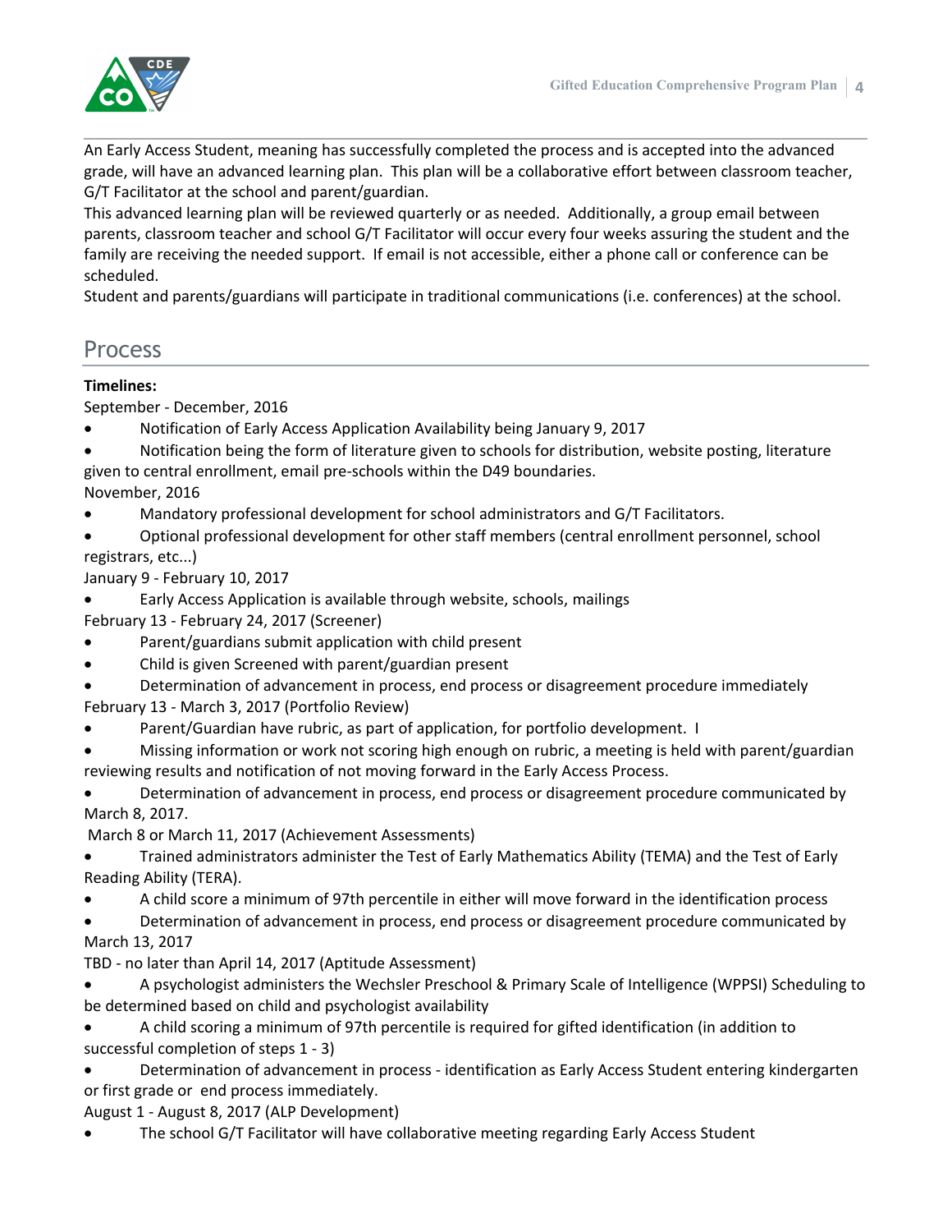An Early Access Student, meaning has successfully completed the process and is accepted into the advanced grade, will have an advanced learning plan. This plan will be a collaborative effort between classroom teacher, G/T Facilitator at the school and parent/guardian.

This advanced learning plan will be reviewed quarterly or as needed. Additionally, a group email between parents, classroom teacher and school G/T Facilitator will occur every four weeks assuring the student and the family are receiving the needed support. If email is not accessible, either a phone call or conference can be scheduled.

Student and parents/guardians will participate in traditional communications (i.e. conferences) at the school.

## Process

**Timelines:**

September - December, 2016

- Notification of Early Access Application Availability being January 9, 2017
- Notification being the form of literature given to schools for distribution, website posting, literature given to central enrollment, email pre-schools within the D49 boundaries.

November, 2016

- Mandatory professional development for school administrators and G/T Facilitators.
- Optional professional development for other staff members (central enrollment personnel, school registrars, etc...)

January 9 - February 10, 2017

- Early Access Application is available through website, schools, mailings

February 13 - February 24, 2017 (Screener)

- Parent/guardians submit application with child present
- Child is given Screened with parent/guardian present
- Determination of advancement in process, end process or disagreement procedure immediately

February 13 - March 3, 2017 (Portfolio Review)

- Parent/Guardian have rubric, as part of application, for portfolio development. I
- Missing information or work not scoring high enough on rubric, a meeting is held with parent/guardian reviewing results and notification of not moving forward in the Early Access Process.
- Determination of advancement in process, end process or disagreement procedure communicated by March 8, 2017.

March 8 or March 11, 2017 (Achievement Assessments)

- Trained administrators administer the Test of Early Mathematics Ability (TEMA) and the Test of Early Reading Ability (TERA).
- A child score a minimum of 97th percentile in either will move forward in the identification process
- Determination of advancement in process, end process or disagreement procedure communicated by March 13, 2017

TBD - no later than April 14, 2017 (Aptitude Assessment)

- A psychologist administers the Wechsler Preschool & Primary Scale of Intelligence (WPPSI) Scheduling to be determined based on child and psychologist availability
- A child scoring a minimum of 97th percentile is required for gifted identification (in addition to successful completion of steps 1 - 3)
- Determination of advancement in process - identification as Early Access Student entering kindergarten or first grade or end process immediately.

August 1 - August 8, 2017 (ALP Development)

- The school G/T Facilitator will have collaborative meeting regarding Early Access Student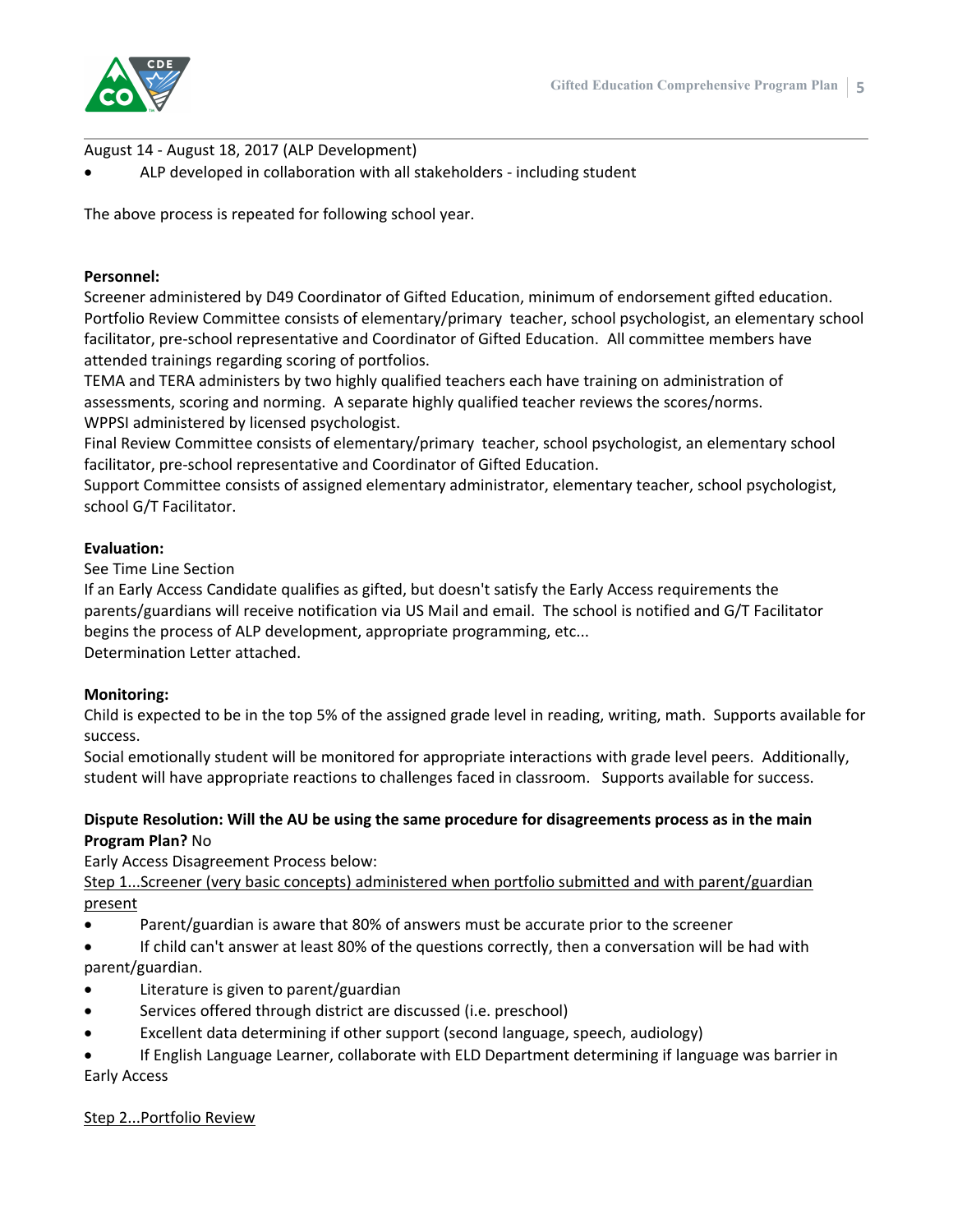August 14 - August 18, 2017 (ALP Development)

- ALP developed in collaboration with all stakeholders - including student

The above process is repeated for following school year.

**Personnel:**
Screener administered by D49 Coordinator of Gifted Education, minimum of endorsement gifted education.
Portfolio Review Committee consists of elementary/primary teacher, school psychologist, an elementary school facilitator, pre-school representative and Coordinator of Gifted Education. All committee members have attended trainings regarding scoring of portfolios.
TEMA and TERA administers by two highly qualified teachers each have training on administration of assessments, scoring and norming. A separate highly qualified teacher reviews the scores/norms.
WPPSI administered by licensed psychologist.
Final Review Committee consists of elementary/primary teacher, school psychologist, an elementary school facilitator, pre-school representative and Coordinator of Gifted Education.
Support Committee consists of assigned elementary administrator, elementary teacher, school psychologist, school G/T Facilitator.

**Evaluation:**
See Time Line Section
If an Early Access Candidate qualifies as gifted, but doesn't satisfy the Early Access requirements the parents/guardians will receive notification via US Mail and email. The school is notified and G/T Facilitator begins the process of ALP development, appropriate programming, etc...
Determination Letter attached.

**Monitoring:**
Child is expected to be in the top 5% of the assigned grade level in reading, writing, math. Supports available for success.
Social emotionally student will be monitored for appropriate interactions with grade level peers. Additionally, student will have appropriate reactions to challenges faced in classroom. Supports available for success.

**Dispute Resolution: Will the AU be using the same procedure for disagreements process as in the main Program Plan?** No
Early Access Disagreement Process below:
<u>Step 1...Screener (very basic concepts) administered when portfolio submitted and with parent/guardian present</u>

- Parent/guardian is aware that 80% of answers must be accurate prior to the screener
- If child can't answer at least 80% of the questions correctly, then a conversation will be had with parent/guardian.
- Literature is given to parent/guardian
- Services offered through district are discussed (i.e. preschool)
- Excellent data determining if other support (second language, speech, audiology)
- If English Language Learner, collaborate with ELD Department determining if language was barrier in Early Access

<u>Step 2...Portfolio Review</u>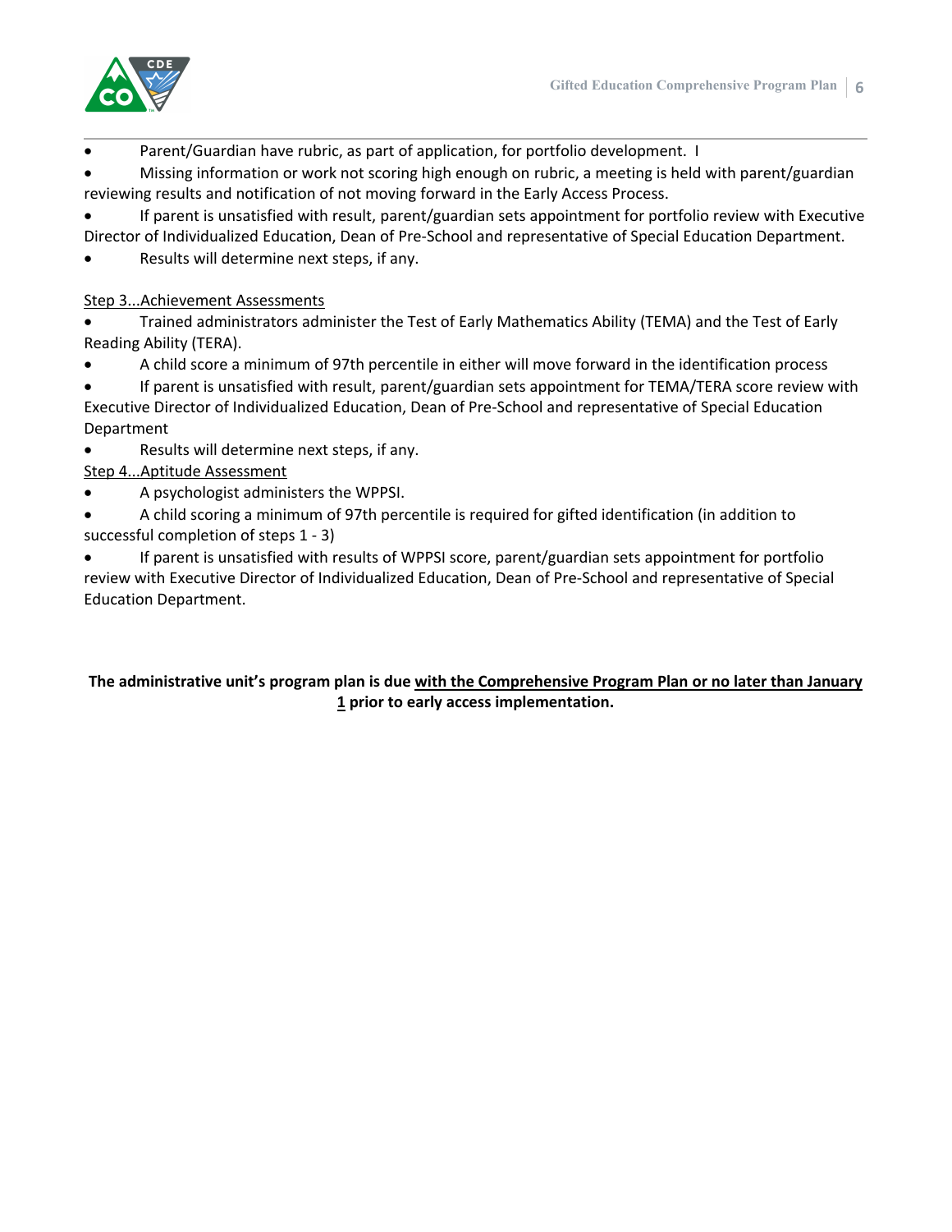- Parent/Guardian have rubric, as part of application, for portfolio development. I
- Missing information or work not scoring high enough on rubric, a meeting is held with parent/guardian reviewing results and notification of not moving forward in the Early Access Process.
- If parent is unsatisfied with result, parent/guardian sets appointment for portfolio review with Executive Director of Individualized Education, Dean of Pre-School and representative of Special Education Department.
- Results will determine next steps, if any.

<u>Step 3...Achievement Assessments</u>

- Trained administrators administer the Test of Early Mathematics Ability (TEMA) and the Test of Early Reading Ability (TERA).
- A child score a minimum of 97th percentile in either will move forward in the identification process
- If parent is unsatisfied with result, parent/guardian sets appointment for TEMA/TERA score review with Executive Director of Individualized Education, Dean of Pre-School and representative of Special Education Department
- Results will determine next steps, if any.

<u>Step 4...Aptitude Assessment</u>

- A psychologist administers the WPPSI.
- A child scoring a minimum of 97th percentile is required for gifted identification (in addition to successful completion of steps 1 - 3)
- If parent is unsatisfied with results of WPPSI score, parent/guardian sets appointment for portfolio review with Executive Director of Individualized Education, Dean of Pre-School and representative of Special Education Department.

**The administrative unit's program plan is due <u>with the Comprehensive Program Plan or no later than January 1</u> prior to early access implementation.**